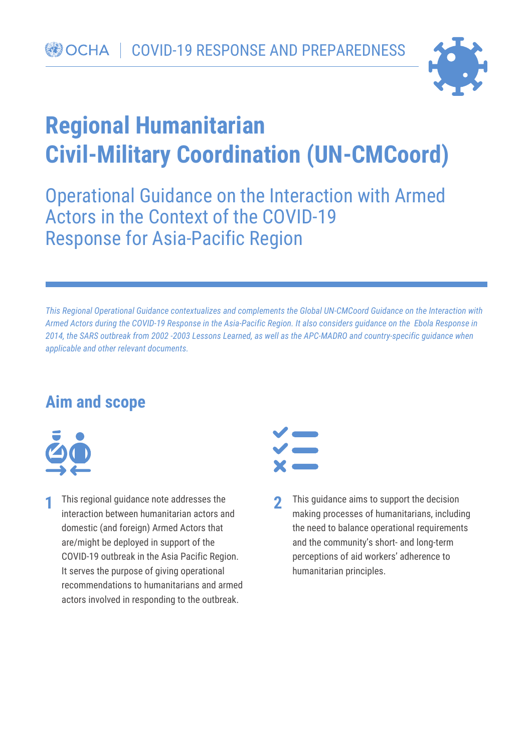OCHA | COVID-19 RESPONSE AND PREPAREDNESS

# Regional Humanitarian Civil-Military Coordination (UN-CMCoord)

## Operational Guidance on the Interaction with Armed Actors in the Context of the COVID-19 Response for Asia-Pacific Region

*This Regional Operational Guidance contextualizes and complements the Global UN-CMCoord Guidance on the Interaction with Armed Actors during the COVID-19 Response in the Asia-Pacific Region. It also considers guidance on the Ebola Response in 2014, the SARS outbreak from 2002 -2003 Lessons Learned, as well as the APC-MADRO and country-specific guidance when applicable and other relevant documents.*

## Aim and scope

**1** This regional guidance note addresses the interaction between humanitarian actors and domestic (and foreign) Armed Actors that are/might be deployed in support of the COVID-19 outbreak in the Asia Pacific Region. It serves the purpose of giving operational recommendations to humanitarians and armed actors involved in responding to the outbreak.

**2** This guidance aims to support the decision making processes of humanitarians, including the need to balance operational requirements and the community's short- and long-term perceptions of aid workers' adherence to humanitarian principles.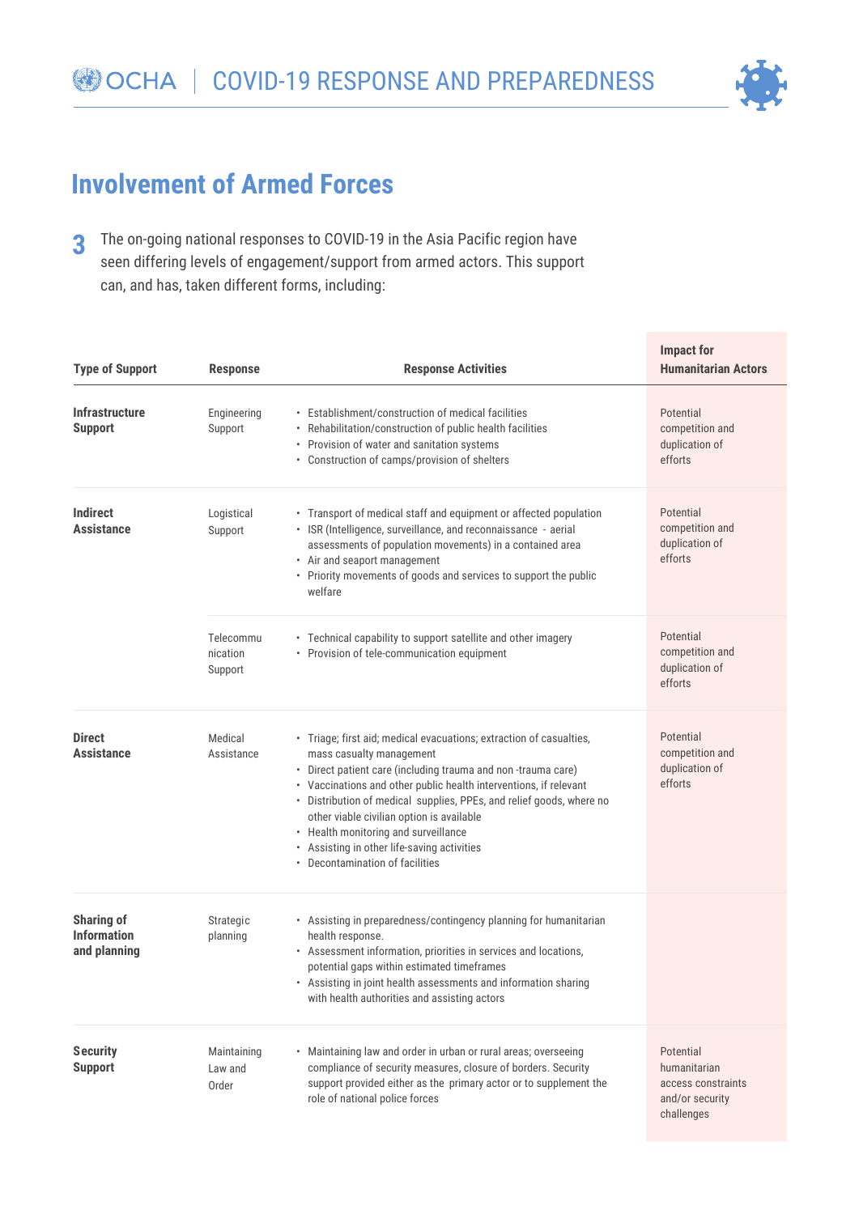## Involvement of Armed Forces

**3** The on-going national responses to COVID-19 in the Asia Pacific region have seen differing levels of engagement/support from armed actors. This support can, and has, taken different forms, including:

| Type of Support | Response | Response Activities | Impact for Humanitarian Actors |
|---|---|---|---|
| **Infrastructure Support** | Engineering Support | • Establishment/construction of medical facilities<br>• Rehabilitation/construction of public health facilities<br>• Provision of water and sanitation systems<br>• Construction of camps/provision of shelters | Potential competition and duplication of efforts |
| **Indirect Assistance** | Logistical Support | • Transport of medical staff and equipment or affected population<br>• ISR (Intelligence, surveillance, and reconnaissance - aerial assessments of population movements) in a contained area<br>• Air and seaport management<br>• Priority movements of goods and services to support the public welfare | Potential competition and duplication of efforts |
| | Telecommunication Support | • Technical capability to support satellite and other imagery<br>• Provision of tele-communication equipment | Potential competition and duplication of efforts |
| **Direct Assistance** | Medical Assistance | • Triage; first aid; medical evacuations; extraction of casualties, mass casualty management<br>• Direct patient care (including trauma and non -trauma care)<br>• Vaccinations and other public health interventions, if relevant<br>• Distribution of medical supplies, PPEs, and relief goods, where no other viable civilian option is available<br>• Health monitoring and surveillance<br>• Assisting in other life-saving activities<br>• Decontamination of facilities | Potential competition and duplication of efforts |
| **Sharing of Information and planning** | Strategic planning | • Assisting in preparedness/contingency planning for humanitarian health response.<br>• Assessment information, priorities in services and locations, potential gaps within estimated timeframes<br>• Assisting in joint health assessments and information sharing with health authorities and assisting actors | |
| **Security Support** | Maintaining Law and Order | • Maintaining law and order in urban or rural areas; overseeing compliance of security measures, closure of borders. Security support provided either as the primary actor or to supplement the role of national police forces | Potential humanitarian access constraints and/or security challenges |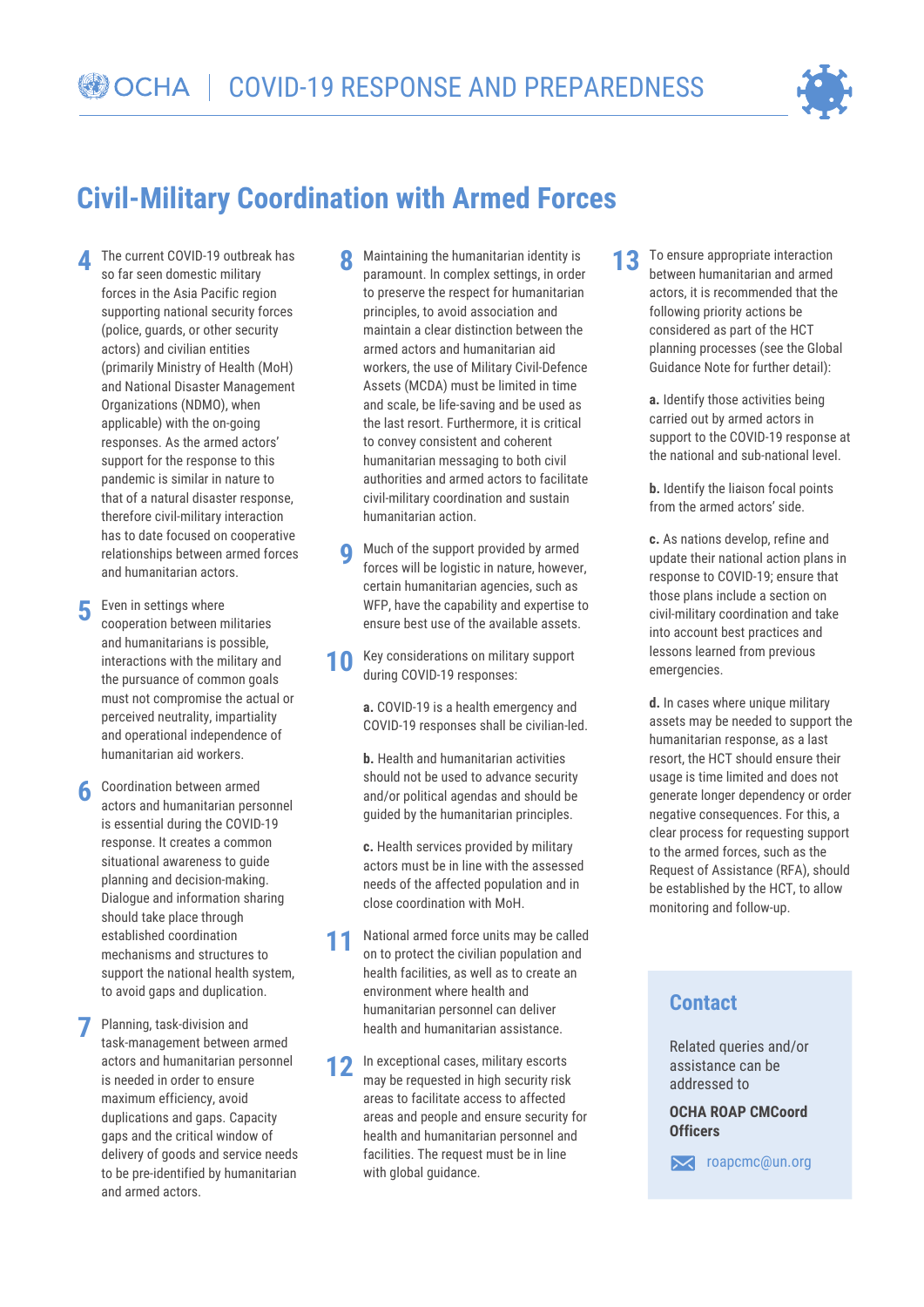# Civil-Military Coordination with Armed Forces

**4** The current COVID-19 outbreak has so far seen domestic military forces in the Asia Pacific region supporting national security forces (police, guards, or other security actors) and civilian entities (primarily Ministry of Health (MoH) and National Disaster Management Organizations (NDMO), when applicable) with the on-going responses. As the armed actors' support for the response to this pandemic is similar in nature to that of a natural disaster response, therefore civil-military interaction has to date focused on cooperative relationships between armed forces and humanitarian actors.

**5** Even in settings where cooperation between militaries and humanitarians is possible, interactions with the military and the pursuance of common goals must not compromise the actual or perceived neutrality, impartiality and operational independence of humanitarian aid workers.

**6** Coordination between armed actors and humanitarian personnel is essential during the COVID-19 response. It creates a common situational awareness to guide planning and decision-making. Dialogue and information sharing should take place through established coordination mechanisms and structures to support the national health system, to avoid gaps and duplication.

**7** Planning, task-division and task-management between armed actors and humanitarian personnel is needed in order to ensure maximum efficiency, avoid duplications and gaps. Capacity gaps and the critical window of delivery of goods and service needs to be pre-identified by humanitarian and armed actors.

**8** Maintaining the humanitarian identity is paramount. In complex settings, in order to preserve the respect for humanitarian principles, to avoid association and maintain a clear distinction between the armed actors and humanitarian aid workers, the use of Military Civil-Defence Assets (MCDA) must be limited in time and scale, be life-saving and be used as the last resort. Furthermore, it is critical to convey consistent and coherent humanitarian messaging to both civil authorities and armed actors to facilitate civil-military coordination and sustain humanitarian action.

**9** Much of the support provided by armed forces will be logistic in nature, however, certain humanitarian agencies, such as WFP, have the capability and expertise to ensure best use of the available assets.

**10** Key considerations on military support during COVID-19 responses:

**a.** COVID-19 is a health emergency and COVID-19 responses shall be civilian-led.

**b.** Health and humanitarian activities should not be used to advance security and/or political agendas and should be guided by the humanitarian principles.

**c.** Health services provided by military actors must be in line with the assessed needs of the affected population and in close coordination with MoH.

**11** National armed force units may be called on to protect the civilian population and health facilities, as well as to create an environment where health and humanitarian personnel can deliver health and humanitarian assistance.

**12** In exceptional cases, military escorts may be requested in high security risk areas to facilitate access to affected areas and people and ensure security for health and humanitarian personnel and facilities. The request must be in line with global guidance.

**13** To ensure appropriate interaction between humanitarian and armed actors, it is recommended that the following priority actions be considered as part of the HCT planning processes (see the Global Guidance Note for further detail):

**a.** Identify those activities being carried out by armed actors in support to the COVID-19 response at the national and sub-national level.

**b.** Identify the liaison focal points from the armed actors' side.

**c.** As nations develop, refine and update their national action plans in response to COVID-19; ensure that those plans include a section on civil-military coordination and take into account best practices and lessons learned from previous emergencies.

**d.** In cases where unique military assets may be needed to support the humanitarian response, as a last resort, the HCT should ensure their usage is time limited and does not generate longer dependency or order negative consequences. For this, a clear process for requesting support to the armed forces, such as the Request of Assistance (RFA), should be established by the HCT, to allow monitoring and follow-up.

## Contact

Related queries and/or assistance can be addressed to

**OCHA ROAP CMCoord Officers**

roapcmc@un.org